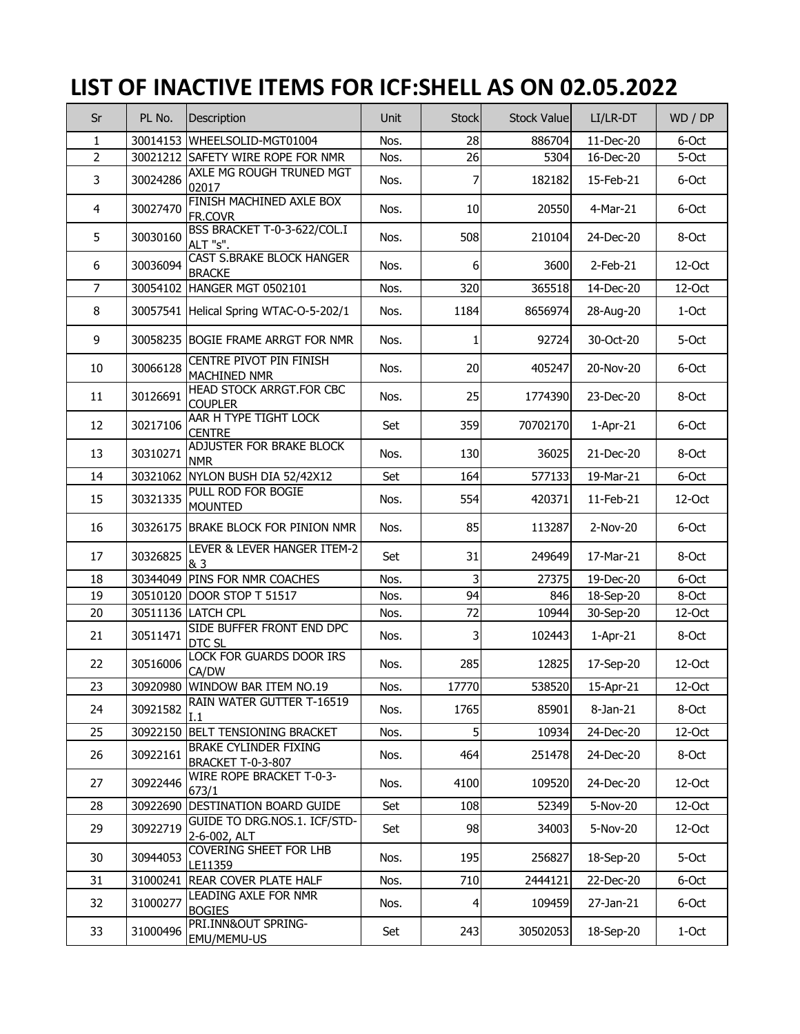# LIST OF INACTIVE ITEMS FOR ICF:SHELL AS ON 02.05.2022

| Sr | PL No. | Description | Unit | Stock | Stock Value | LI/LR-DT | WD / DP |
|---|---|---|---|---|---|---|---|
| 1 | 30014153 | WHEELSOLID-MGT01004 | Nos. | 28 | 886704 | 11-Dec-20 | 6-Oct |
| 2 | 30021212 | SAFETY WIRE ROPE FOR NMR | Nos. | 26 | 5304 | 16-Dec-20 | 5-Oct |
| 3 | 30024286 | AXLE MG ROUGH TRUNED MGT 02017 | Nos. | 7 | 182182 | 15-Feb-21 | 6-Oct |
| 4 | 30027470 | FINISH MACHINED AXLE BOX FR.COVR | Nos. | 10 | 20550 | 4-Mar-21 | 6-Oct |
| 5 | 30030160 | BSS BRACKET T-0-3-622/COL.I ALT "s". | Nos. | 508 | 210104 | 24-Dec-20 | 8-Oct |
| 6 | 30036094 | CAST S.BRAKE BLOCK HANGER BRACKE | Nos. | 6 | 3600 | 2-Feb-21 | 12-Oct |
| 7 | 30054102 | HANGER MGT 0502101 | Nos. | 320 | 365518 | 14-Dec-20 | 12-Oct |
| 8 | 30057541 | Helical Spring WTAC-O-5-202/1 | Nos. | 1184 | 8656974 | 28-Aug-20 | 1-Oct |
| 9 | 30058235 | BOGIE FRAME ARRGT FOR NMR | Nos. | 1 | 92724 | 30-Oct-20 | 5-Oct |
| 10 | 30066128 | CENTRE PIVOT PIN FINISH MACHINED NMR | Nos. | 20 | 405247 | 20-Nov-20 | 6-Oct |
| 11 | 30126691 | HEAD STOCK ARRGT.FOR CBC COUPLER | Nos. | 25 | 1774390 | 23-Dec-20 | 8-Oct |
| 12 | 30217106 | AAR H TYPE TIGHT LOCK CENTRE | Set | 359 | 70702170 | 1-Apr-21 | 6-Oct |
| 13 | 30310271 | ADJUSTER FOR BRAKE BLOCK NMR | Nos. | 130 | 36025 | 21-Dec-20 | 8-Oct |
| 14 | 30321062 | NYLON BUSH DIA 52/42X12 | Set | 164 | 577133 | 19-Mar-21 | 6-Oct |
| 15 | 30321335 | PULL ROD FOR BOGIE MOUNTED | Nos. | 554 | 420371 | 11-Feb-21 | 12-Oct |
| 16 | 30326175 | BRAKE BLOCK FOR PINION NMR | Nos. | 85 | 113287 | 2-Nov-20 | 6-Oct |
| 17 | 30326825 | LEVER & LEVER HANGER ITEM-2 & 3 | Set | 31 | 249649 | 17-Mar-21 | 8-Oct |
| 18 | 30344049 | PINS FOR NMR COACHES | Nos. | 3 | 27375 | 19-Dec-20 | 6-Oct |
| 19 | 30510120 | DOOR STOP T 51517 | Nos. | 94 | 846 | 18-Sep-20 | 8-Oct |
| 20 | 30511136 | LATCH CPL | Nos. | 72 | 10944 | 30-Sep-20 | 12-Oct |
| 21 | 30511471 | SIDE BUFFER FRONT END DPC DTC SL | Nos. | 3 | 102443 | 1-Apr-21 | 8-Oct |
| 22 | 30516006 | LOCK FOR GUARDS DOOR IRS CA/DW | Nos. | 285 | 12825 | 17-Sep-20 | 12-Oct |
| 23 | 30920980 | WINDOW BAR ITEM NO.19 | Nos. | 17770 | 538520 | 15-Apr-21 | 12-Oct |
| 24 | 30921582 | RAIN WATER GUTTER T-16519 I.1 | Nos. | 1765 | 85901 | 8-Jan-21 | 8-Oct |
| 25 | 30922150 | BELT TENSIONING BRACKET | Nos. | 5 | 10934 | 24-Dec-20 | 12-Oct |
| 26 | 30922161 | BRAKE CYLINDER FIXING BRACKET T-0-3-807 | Nos. | 464 | 251478 | 24-Dec-20 | 8-Oct |
| 27 | 30922446 | WIRE ROPE BRACKET T-0-3-673/1 | Nos. | 4100 | 109520 | 24-Dec-20 | 12-Oct |
| 28 | 30922690 | DESTINATION BOARD GUIDE | Set | 108 | 52349 | 5-Nov-20 | 12-Oct |
| 29 | 30922719 | GUIDE TO DRG.NOS.1. ICF/STD-2-6-002, ALT | Set | 98 | 34003 | 5-Nov-20 | 12-Oct |
| 30 | 30944053 | COVERING SHEET FOR LHB LE11359 | Nos. | 195 | 256827 | 18-Sep-20 | 5-Oct |
| 31 | 31000241 | REAR COVER PLATE HALF | Nos. | 710 | 2444121 | 22-Dec-20 | 6-Oct |
| 32 | 31000277 | LEADING AXLE FOR NMR BOGIES | Nos. | 4 | 109459 | 27-Jan-21 | 6-Oct |
| 33 | 31000496 | PRI.INN&OUT SPRING-EMU/MEMU-US | Set | 243 | 30502053 | 18-Sep-20 | 1-Oct |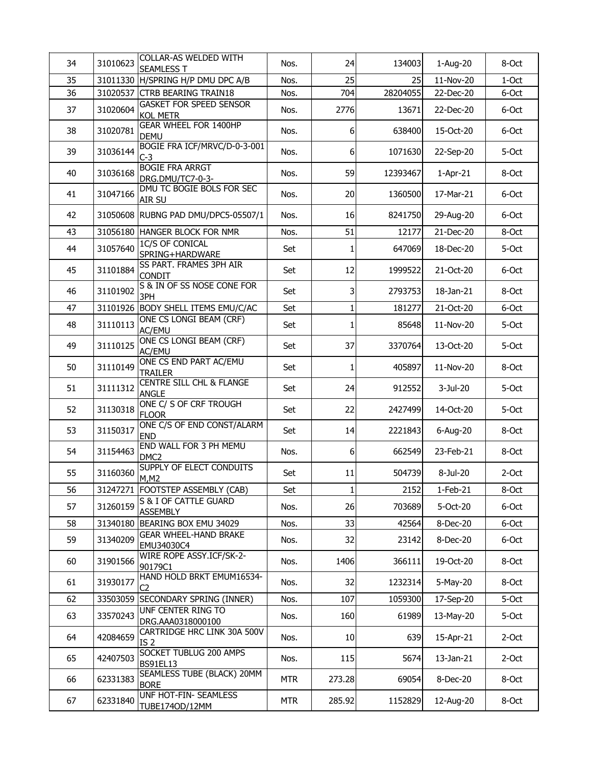| 34 | 31010623 | COLLAR-AS WELDED WITH SEAMLESS T | Nos. | 24 | 134003 | 1-Aug-20 | 8-Oct |
|---|---|---|---|---|---|---|---|
| 35 | 31011330 | H/SPRING H/P DMU DPC A/B | Nos. | 25 | 25 | 11-Nov-20 | 1-Oct |
| 36 | 31020537 | CTRB BEARING TRAIN18 | Nos. | 704 | 28204055 | 22-Dec-20 | 6-Oct |
| 37 | 31020604 | GASKET FOR SPEED SENSOR KOL METR | Nos. | 2776 | 13671 | 22-Dec-20 | 6-Oct |
| 38 | 31020781 | GEAR WHEEL FOR 1400HP DEMU | Nos. | 6 | 638400 | 15-Oct-20 | 6-Oct |
| 39 | 31036144 | BOGIE FRA ICF/MRVC/D-0-3-001 C-3 | Nos. | 6 | 1071630 | 22-Sep-20 | 5-Oct |
| 40 | 31036168 | BOGIE FRA ARRGT DRG.DMU/TC7-0-3- | Nos. | 59 | 12393467 | 1-Apr-21 | 8-Oct |
| 41 | 31047166 | DMU TC BOGIE BOLS FOR SEC AIR SU | Nos. | 20 | 1360500 | 17-Mar-21 | 6-Oct |
| 42 | 31050608 | RUBNG PAD DMU/DPC5-05507/1 | Nos. | 16 | 8241750 | 29-Aug-20 | 6-Oct |
| 43 | 31056180 | HANGER BLOCK FOR NMR | Nos. | 51 | 12177 | 21-Dec-20 | 8-Oct |
| 44 | 31057640 | 1C/S OF CONICAL SPRING+HARDWARE | Set | 1 | 647069 | 18-Dec-20 | 5-Oct |
| 45 | 31101884 | SS PART. FRAMES 3PH AIR CONDIT | Set | 12 | 1999522 | 21-Oct-20 | 6-Oct |
| 46 | 31101902 | S & IN OF SS NOSE CONE FOR 3PH | Set | 3 | 2793753 | 18-Jan-21 | 8-Oct |
| 47 | 31101926 | BODY SHELL ITEMS EMU/C/AC | Set | 1 | 181277 | 21-Oct-20 | 6-Oct |
| 48 | 31110113 | ONE CS LONGI BEAM (CRF) AC/EMU | Set | 1 | 85648 | 11-Nov-20 | 5-Oct |
| 49 | 31110125 | ONE CS LONGI BEAM (CRF) AC/EMU | Set | 37 | 3370764 | 13-Oct-20 | 5-Oct |
| 50 | 31110149 | ONE CS END PART AC/EMU TRAILER | Set | 1 | 405897 | 11-Nov-20 | 8-Oct |
| 51 | 31111312 | CENTRE SILL CHL & FLANGE ANGLE | Set | 24 | 912552 | 3-Jul-20 | 5-Oct |
| 52 | 31130318 | ONE C/ S OF CRF TROUGH FLOOR | Set | 22 | 2427499 | 14-Oct-20 | 5-Oct |
| 53 | 31150317 | ONE C/S OF END CONST/ALARM END | Set | 14 | 2221843 | 6-Aug-20 | 8-Oct |
| 54 | 31154463 | END WALL FOR 3 PH MEMU DMC2 | Nos. | 6 | 662549 | 23-Feb-21 | 8-Oct |
| 55 | 31160360 | SUPPLY OF ELECT CONDUITS M,M2 | Set | 11 | 504739 | 8-Jul-20 | 2-Oct |
| 56 | 31247271 | FOOTSTEP ASSEMBLY (CAB) | Set | 1 | 2152 | 1-Feb-21 | 8-Oct |
| 57 | 31260159 | S & I OF CATTLE GUARD ASSEMBLY | Nos. | 26 | 703689 | 5-Oct-20 | 6-Oct |
| 58 | 31340180 | BEARING BOX EMU 34029 | Nos. | 33 | 42564 | 8-Dec-20 | 6-Oct |
| 59 | 31340209 | GEAR WHEEL-HAND BRAKE EMU34030C4 | Nos. | 32 | 23142 | 8-Dec-20 | 6-Oct |
| 60 | 31901566 | WIRE ROPE ASSY.ICF/SK-2-90179C1 | Nos. | 1406 | 366111 | 19-Oct-20 | 8-Oct |
| 61 | 31930177 | HAND HOLD BRKT EMUM16534-C2 | Nos. | 32 | 1232314 | 5-May-20 | 8-Oct |
| 62 | 33503059 | SECONDARY SPRING (INNER) | Nos. | 107 | 1059300 | 17-Sep-20 | 5-Oct |
| 63 | 33570243 | UNF CENTER RING TO DRG.AAA0318000100 | Nos. | 160 | 61989 | 13-May-20 | 5-Oct |
| 64 | 42084659 | CARTRIDGE HRC LINK 30A 500V IS 2 | Nos. | 10 | 639 | 15-Apr-21 | 2-Oct |
| 65 | 42407503 | SOCKET TUBLUG 200 AMPS BS91EL13 | Nos. | 115 | 5674 | 13-Jan-21 | 2-Oct |
| 66 | 62331383 | SEAMLESS TUBE (BLACK) 20MM BORE | MTR | 273.28 | 69054 | 8-Dec-20 | 8-Oct |
| 67 | 62331840 | UNF HOT-FIN- SEAMLESS TUBE174OD/12MM | MTR | 285.92 | 1152829 | 12-Aug-20 | 8-Oct |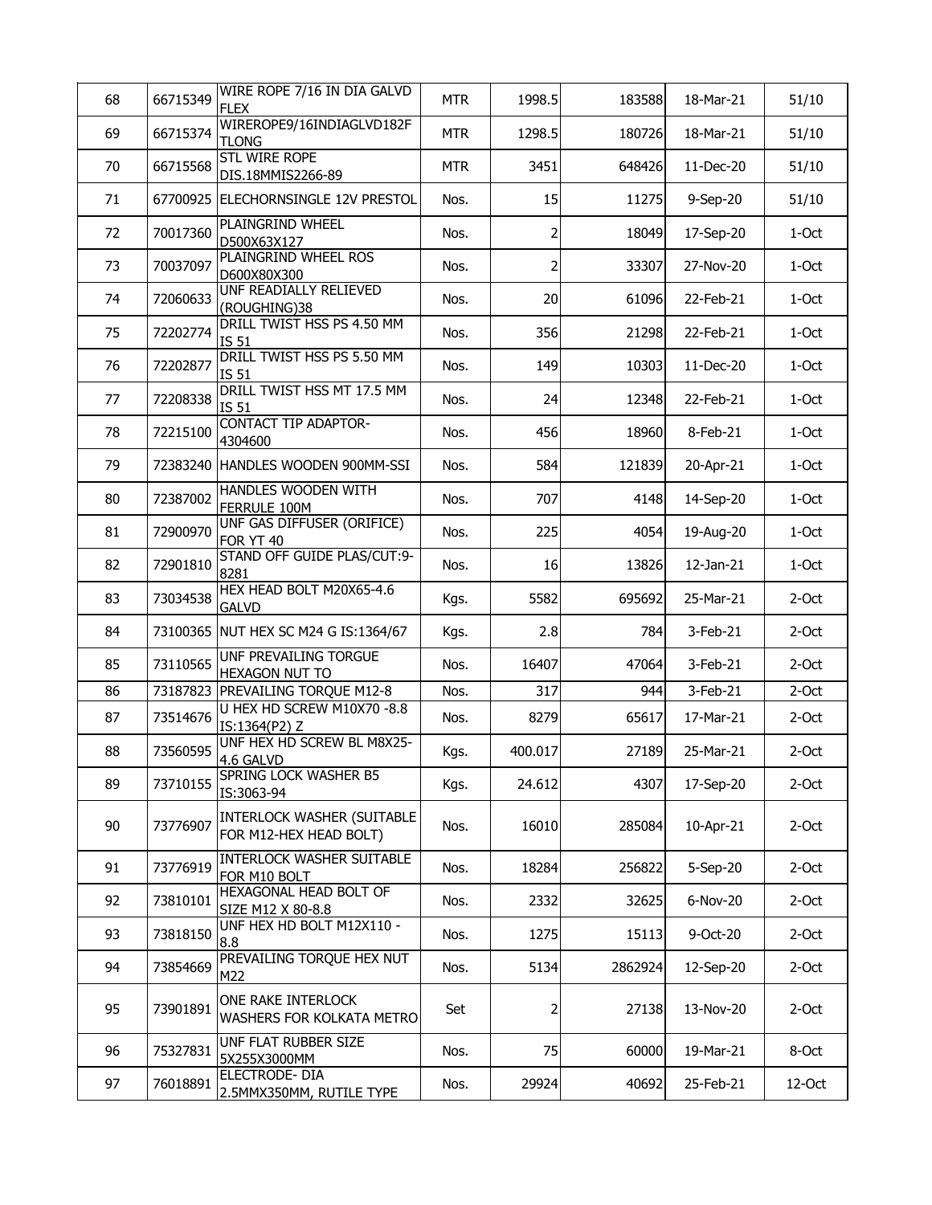| 68 | 66715349 | WIRE ROPE 7/16 IN DIA GALVD FLEX | MTR | 1998.5 | 183588 | 18-Mar-21 | 51/10 |
|---|---|---|---|---|---|---|---|
| 69 | 66715374 | WIREROPE9/16INDIAGLVD182F TLONG | MTR | 1298.5 | 180726 | 18-Mar-21 | 51/10 |
| 70 | 66715568 | STL WIRE ROPE DIS.18MMIS2266-89 | MTR | 3451 | 648426 | 11-Dec-20 | 51/10 |
| 71 | 67700925 | ELECHORNSINGLE 12V PRESTOL | Nos. | 15 | 11275 | 9-Sep-20 | 51/10 |
| 72 | 70017360 | PLAINGRIND WHEEL D500X63X127 | Nos. | 2 | 18049 | 17-Sep-20 | 1-Oct |
| 73 | 70037097 | PLAINGRIND WHEEL ROS D600X80X300 | Nos. | 2 | 33307 | 27-Nov-20 | 1-Oct |
| 74 | 72060633 | UNF READIALLY RELIEVED (ROUGHING)38 | Nos. | 20 | 61096 | 22-Feb-21 | 1-Oct |
| 75 | 72202774 | DRILL TWIST HSS PS 4.50 MM IS 51 | Nos. | 356 | 21298 | 22-Feb-21 | 1-Oct |
| 76 | 72202877 | DRILL TWIST HSS PS 5.50 MM IS 51 | Nos. | 149 | 10303 | 11-Dec-20 | 1-Oct |
| 77 | 72208338 | DRILL TWIST HSS MT 17.5 MM IS 51 | Nos. | 24 | 12348 | 22-Feb-21 | 1-Oct |
| 78 | 72215100 | CONTACT TIP ADAPTOR-4304600 | Nos. | 456 | 18960 | 8-Feb-21 | 1-Oct |
| 79 | 72383240 | HANDLES WOODEN 900MM-SSI | Nos. | 584 | 121839 | 20-Apr-21 | 1-Oct |
| 80 | 72387002 | HANDLES WOODEN WITH FERRULE 100M | Nos. | 707 | 4148 | 14-Sep-20 | 1-Oct |
| 81 | 72900970 | UNF GAS DIFFUSER (ORIFICE) FOR YT 40 | Nos. | 225 | 4054 | 19-Aug-20 | 1-Oct |
| 82 | 72901810 | STAND OFF GUIDE PLAS/CUT:9-8281 | Nos. | 16 | 13826 | 12-Jan-21 | 1-Oct |
| 83 | 73034538 | HEX HEAD BOLT M20X65-4.6 GALVD | Kgs. | 5582 | 695692 | 25-Mar-21 | 2-Oct |
| 84 | 73100365 | NUT HEX SC M24 G IS:1364/67 | Kgs. | 2.8 | 784 | 3-Feb-21 | 2-Oct |
| 85 | 73110565 | UNF PREVAILING TORGUE HEXAGON NUT TO | Nos. | 16407 | 47064 | 3-Feb-21 | 2-Oct |
| 86 | 73187823 | PREVAILING TORQUE M12-8 | Nos. | 317 | 944 | 3-Feb-21 | 2-Oct |
| 87 | 73514676 | U HEX HD SCREW M10X70 -8.8 IS:1364(P2) Z | Nos. | 8279 | 65617 | 17-Mar-21 | 2-Oct |
| 88 | 73560595 | UNF HEX HD SCREW BL M8X25-4.6 GALVD | Kgs. | 400.017 | 27189 | 25-Mar-21 | 2-Oct |
| 89 | 73710155 | SPRING LOCK WASHER B5 IS:3063-94 | Kgs. | 24.612 | 4307 | 17-Sep-20 | 2-Oct |
| 90 | 73776907 | INTERLOCK WASHER (SUITABLE FOR M12-HEX HEAD BOLT) | Nos. | 16010 | 285084 | 10-Apr-21 | 2-Oct |
| 91 | 73776919 | INTERLOCK WASHER SUITABLE FOR M10 BOLT | Nos. | 18284 | 256822 | 5-Sep-20 | 2-Oct |
| 92 | 73810101 | HEXAGONAL HEAD BOLT OF SIZE M12 X 80-8.8 | Nos. | 2332 | 32625 | 6-Nov-20 | 2-Oct |
| 93 | 73818150 | UNF HEX HD BOLT M12X110 - 8.8 | Nos. | 1275 | 15113 | 9-Oct-20 | 2-Oct |
| 94 | 73854669 | PREVAILING TORQUE HEX NUT M22 | Nos. | 5134 | 2862924 | 12-Sep-20 | 2-Oct |
| 95 | 73901891 | ONE RAKE INTERLOCK WASHERS FOR KOLKATA METRO | Set | 2 | 27138 | 13-Nov-20 | 2-Oct |
| 96 | 75327831 | UNF FLAT RUBBER SIZE 5X255X3000MM | Nos. | 75 | 60000 | 19-Mar-21 | 8-Oct |
| 97 | 76018891 | ELECTRODE- DIA 2.5MMX350MM, RUTILE TYPE | Nos. | 29924 | 40692 | 25-Feb-21 | 12-Oct |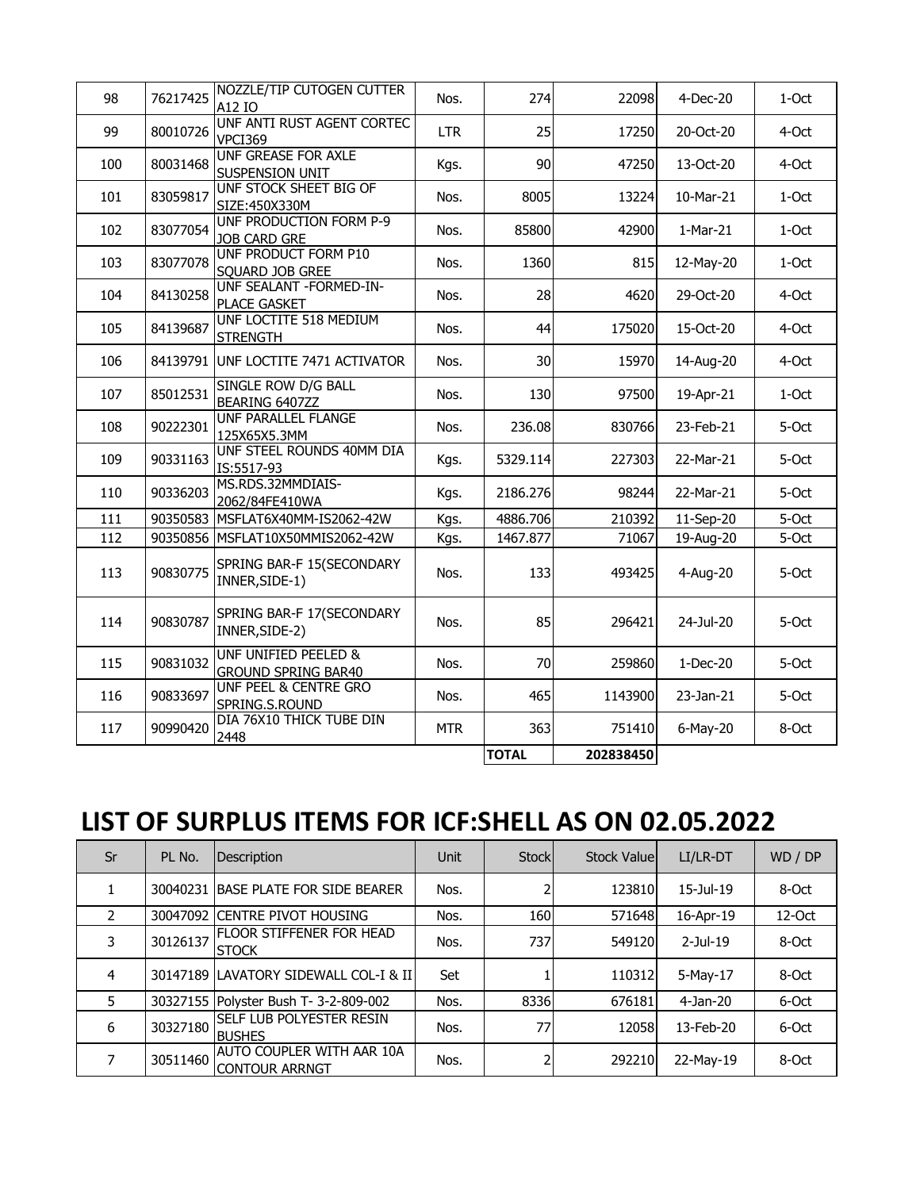| 98 | 76217425 | NOZZLE/TIP CUTOGEN CUTTER A12 IO | Nos. | 274 | 22098 | 4-Dec-20 | 1-Oct |
|---|---|---|---|---|---|---|---|
| 99 | 80010726 | UNF ANTI RUST AGENT CORTEC VPCI369 | LTR | 25 | 17250 | 20-Oct-20 | 4-Oct |
| 100 | 80031468 | UNF GREASE FOR AXLE SUSPENSION UNIT | Kgs. | 90 | 47250 | 13-Oct-20 | 4-Oct |
| 101 | 83059817 | UNF STOCK SHEET BIG OF SIZE:450X330M | Nos. | 8005 | 13224 | 10-Mar-21 | 1-Oct |
| 102 | 83077054 | UNF PRODUCTION FORM P-9 JOB CARD GRE | Nos. | 85800 | 42900 | 1-Mar-21 | 1-Oct |
| 103 | 83077078 | UNF PRODUCT FORM P10 SQUARD JOB GREE | Nos. | 1360 | 815 | 12-May-20 | 1-Oct |
| 104 | 84130258 | UNF SEALANT -FORMED-IN-PLACE GASKET | Nos. | 28 | 4620 | 29-Oct-20 | 4-Oct |
| 105 | 84139687 | UNF LOCTITE 518 MEDIUM STRENGTH | Nos. | 44 | 175020 | 15-Oct-20 | 4-Oct |
| 106 | 84139791 | UNF LOCTITE 7471 ACTIVATOR | Nos. | 30 | 15970 | 14-Aug-20 | 4-Oct |
| 107 | 85012531 | SINGLE ROW D/G BALL BEARING 6407ZZ | Nos. | 130 | 97500 | 19-Apr-21 | 1-Oct |
| 108 | 90222301 | UNF PARALLEL FLANGE 125X65X5.3MM | Nos. | 236.08 | 830766 | 23-Feb-21 | 5-Oct |
| 109 | 90331163 | UNF STEEL ROUNDS 40MM DIA IS:5517-93 | Kgs. | 5329.114 | 227303 | 22-Mar-21 | 5-Oct |
| 110 | 90336203 | MS.RDS.32MMDIAIS-2062/84FE410WA | Kgs. | 2186.276 | 98244 | 22-Mar-21 | 5-Oct |
| 111 | 90350583 | MSFLAT6X40MM-IS2062-42W | Kgs. | 4886.706 | 210392 | 11-Sep-20 | 5-Oct |
| 112 | 90350856 | MSFLAT10X50MMIS2062-42W | Kgs. | 1467.877 | 71067 | 19-Aug-20 | 5-Oct |
| 113 | 90830775 | SPRING BAR-F 15(SECONDARY INNER,SIDE-1) | Nos. | 133 | 493425 | 4-Aug-20 | 5-Oct |
| 114 | 90830787 | SPRING BAR-F 17(SECONDARY INNER,SIDE-2) | Nos. | 85 | 296421 | 24-Jul-20 | 5-Oct |
| 115 | 90831032 | UNF UNIFIED PEELED & GROUND SPRING BAR40 | Nos. | 70 | 259860 | 1-Dec-20 | 5-Oct |
| 116 | 90833697 | UNF PEEL & CENTRE GRO SPRING.S.ROUND | Nos. | 465 | 1143900 | 23-Jan-21 | 5-Oct |
| 117 | 90990420 | DIA 76X10 THICK TUBE DIN 2448 | MTR | 363 | 751410 | 6-May-20 | 8-Oct |
| | | | | **TOTAL** | **202838450** | | |

# LIST OF SURPLUS ITEMS FOR ICF:SHELL AS ON 02.05.2022

| Sr | PL No. | Description | Unit | Stock | Stock Value | LI/LR-DT | WD / DP |
|---|---|---|---|---|---|---|---|
| 1 | 30040231 | BASE PLATE FOR SIDE BEARER | Nos. | 2 | 123810 | 15-Jul-19 | 8-Oct |
| 2 | 30047092 | CENTRE PIVOT HOUSING | Nos. | 160 | 571648 | 16-Apr-19 | 12-Oct |
| 3 | 30126137 | FLOOR STIFFENER FOR HEAD STOCK | Nos. | 737 | 549120 | 2-Jul-19 | 8-Oct |
| 4 | 30147189 | LAVATORY SIDEWALL COL-I & II | Set | 1 | 110312 | 5-May-17 | 8-Oct |
| 5 | 30327155 | Polyster Bush T- 3-2-809-002 | Nos. | 8336 | 676181 | 4-Jan-20 | 6-Oct |
| 6 | 30327180 | SELF LUB POLYESTER RESIN BUSHES | Nos. | 77 | 12058 | 13-Feb-20 | 6-Oct |
| 7 | 30511460 | AUTO COUPLER WITH AAR 10A CONTOUR ARRNGT | Nos. | 2 | 292210 | 22-May-19 | 8-Oct |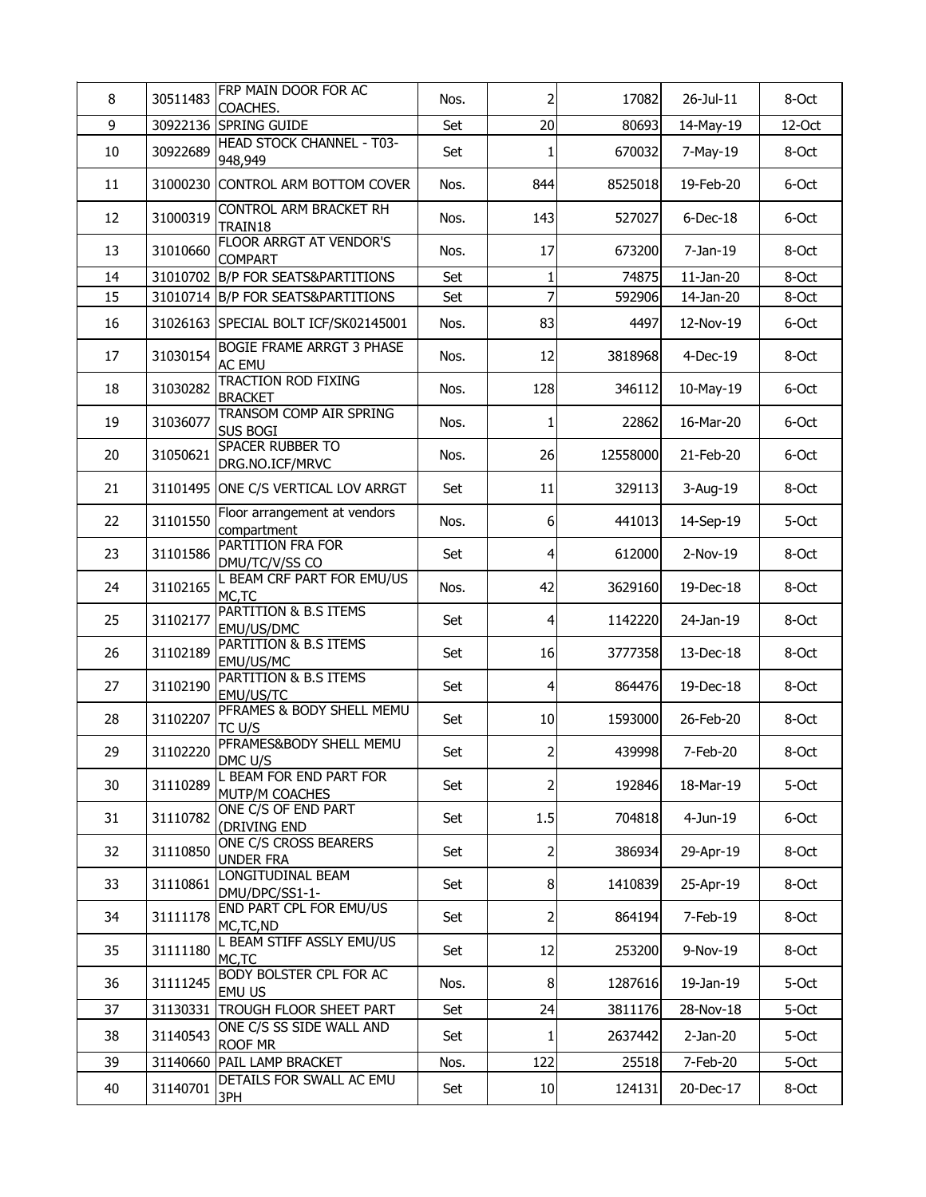| 8 | 30511483 | FRP MAIN DOOR FOR AC COACHES. | Nos. | 2 | 17082 | 26-Jul-11 | 8-Oct |
|---|---|---|---|---|---|---|---|
| 9 | 30922136 | SPRING GUIDE | Set | 20 | 80693 | 14-May-19 | 12-Oct |
| 10 | 30922689 | HEAD STOCK CHANNEL - T03-948,949 | Set | 1 | 670032 | 7-May-19 | 8-Oct |
| 11 | 31000230 | CONTROL ARM BOTTOM COVER | Nos. | 844 | 8525018 | 19-Feb-20 | 6-Oct |
| 12 | 31000319 | CONTROL ARM BRACKET RH TRAIN18 | Nos. | 143 | 527027 | 6-Dec-18 | 6-Oct |
| 13 | 31010660 | FLOOR ARRGT AT VENDOR'S COMPART | Nos. | 17 | 673200 | 7-Jan-19 | 8-Oct |
| 14 | 31010702 | B/P FOR SEATS&PARTITIONS | Set | 1 | 74875 | 11-Jan-20 | 8-Oct |
| 15 | 31010714 | B/P FOR SEATS&PARTITIONS | Set | 7 | 592906 | 14-Jan-20 | 8-Oct |
| 16 | 31026163 | SPECIAL BOLT ICF/SK02145001 | Nos. | 83 | 4497 | 12-Nov-19 | 6-Oct |
| 17 | 31030154 | BOGIE FRAME ARRGT 3 PHASE AC EMU | Nos. | 12 | 3818968 | 4-Dec-19 | 8-Oct |
| 18 | 31030282 | TRACTION ROD FIXING BRACKET | Nos. | 128 | 346112 | 10-May-19 | 6-Oct |
| 19 | 31036077 | TRANSOM COMP AIR SPRING SUS BOGI | Nos. | 1 | 22862 | 16-Mar-20 | 6-Oct |
| 20 | 31050621 | SPACER RUBBER TO DRG.NO.ICF/MRVC | Nos. | 26 | 12558000 | 21-Feb-20 | 6-Oct |
| 21 | 31101495 | ONE C/S VERTICAL LOV ARRGT | Set | 11 | 329113 | 3-Aug-19 | 8-Oct |
| 22 | 31101550 | Floor arrangement at vendors compartment | Nos. | 6 | 441013 | 14-Sep-19 | 5-Oct |
| 23 | 31101586 | PARTITION FRA FOR DMU/TC/V/SS CO | Set | 4 | 612000 | 2-Nov-19 | 8-Oct |
| 24 | 31102165 | L BEAM CRF PART FOR EMU/US MC,TC | Nos. | 42 | 3629160 | 19-Dec-18 | 8-Oct |
| 25 | 31102177 | PARTITION & B.S ITEMS EMU/US/DMC | Set | 4 | 1142220 | 24-Jan-19 | 8-Oct |
| 26 | 31102189 | PARTITION & B.S ITEMS EMU/US/MC | Set | 16 | 3777358 | 13-Dec-18 | 8-Oct |
| 27 | 31102190 | PARTITION & B.S ITEMS EMU/US/TC | Set | 4 | 864476 | 19-Dec-18 | 8-Oct |
| 28 | 31102207 | PFRAMES & BODY SHELL MEMU TC U/S | Set | 10 | 1593000 | 26-Feb-20 | 8-Oct |
| 29 | 31102220 | PFRAMES&BODY SHELL MEMU DMC U/S | Set | 2 | 439998 | 7-Feb-20 | 8-Oct |
| 30 | 31110289 | L BEAM FOR END PART FOR MUTP/M COACHES | Set | 2 | 192846 | 18-Mar-19 | 5-Oct |
| 31 | 31110782 | ONE C/S OF END PART (DRIVING END | Set | 1.5 | 704818 | 4-Jun-19 | 6-Oct |
| 32 | 31110850 | ONE C/S CROSS BEARERS UNDER FRA | Set | 2 | 386934 | 29-Apr-19 | 8-Oct |
| 33 | 31110861 | LONGITUDINAL BEAM DMU/DPC/SS1-1- | Set | 8 | 1410839 | 25-Apr-19 | 8-Oct |
| 34 | 31111178 | END PART CPL FOR EMU/US MC,TC,ND | Set | 2 | 864194 | 7-Feb-19 | 8-Oct |
| 35 | 31111180 | L BEAM STIFF ASSLY EMU/US MC,TC | Set | 12 | 253200 | 9-Nov-19 | 8-Oct |
| 36 | 31111245 | BODY BOLSTER CPL FOR AC EMU US | Nos. | 8 | 1287616 | 19-Jan-19 | 5-Oct |
| 37 | 31130331 | TROUGH FLOOR SHEET PART | Set | 24 | 3811176 | 28-Nov-18 | 5-Oct |
| 38 | 31140543 | ONE C/S SS SIDE WALL AND ROOF MR | Set | 1 | 2637442 | 2-Jan-20 | 5-Oct |
| 39 | 31140660 | PAIL LAMP BRACKET | Nos. | 122 | 25518 | 7-Feb-20 | 5-Oct |
| 40 | 31140701 | DETAILS FOR SWALL AC EMU 3PH | Set | 10 | 124131 | 20-Dec-17 | 8-Oct |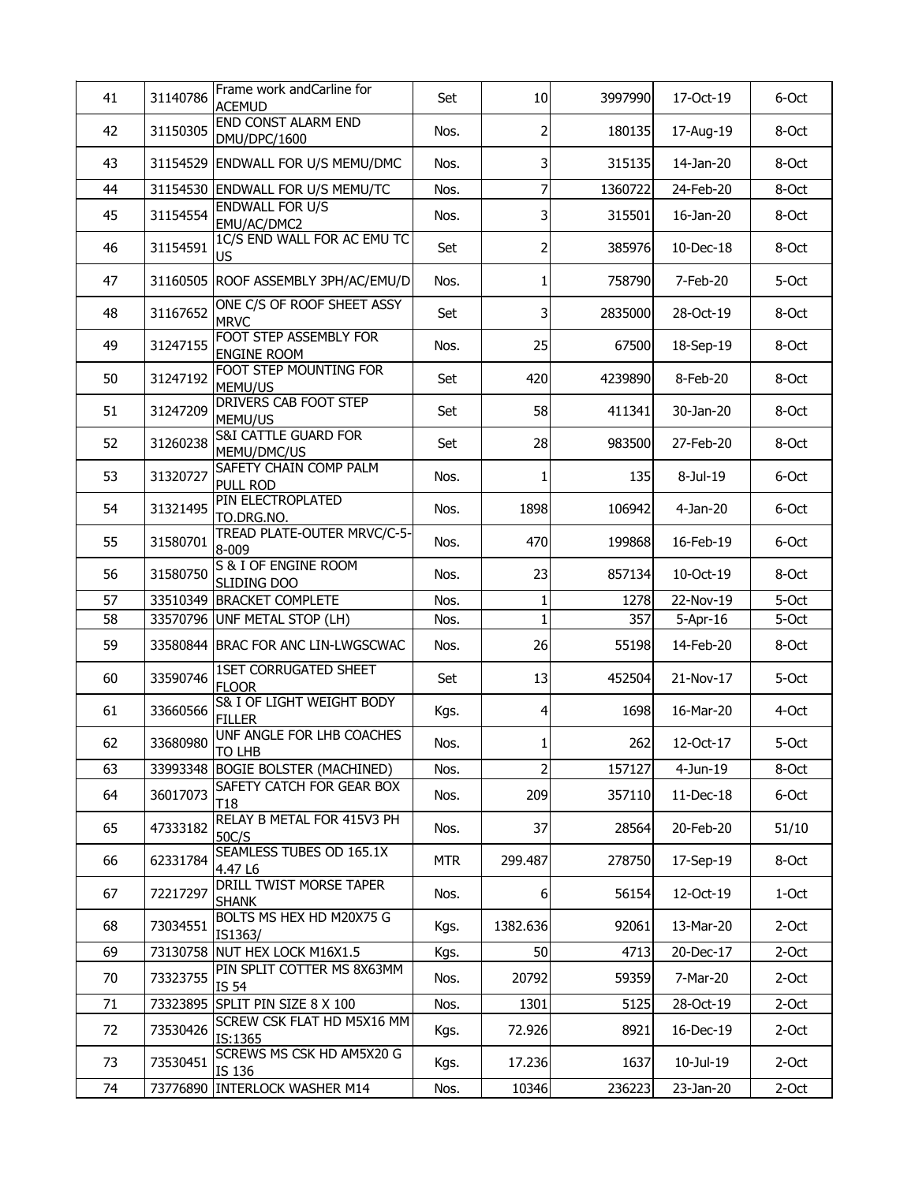| 41 | 31140786 | Frame work andCarline for ACEMUD | Set | 10 | 3997990 | 17-Oct-19 | 6-Oct |
|---|---|---|---|---|---|---|---|
| 42 | 31150305 | END CONST ALARM END DMU/DPC/1600 | Nos. | 2 | 180135 | 17-Aug-19 | 8-Oct |
| 43 | 31154529 | ENDWALL FOR U/S MEMU/DMC | Nos. | 3 | 315135 | 14-Jan-20 | 8-Oct |
| 44 | 31154530 | ENDWALL FOR U/S MEMU/TC | Nos. | 7 | 1360722 | 24-Feb-20 | 8-Oct |
| 45 | 31154554 | ENDWALL FOR U/S EMU/AC/DMC2 | Nos. | 3 | 315501 | 16-Jan-20 | 8-Oct |
| 46 | 31154591 | 1C/S END WALL FOR AC EMU TC US | Set | 2 | 385976 | 10-Dec-18 | 8-Oct |
| 47 | 31160505 | ROOF ASSEMBLY 3PH/AC/EMU/D | Nos. | 1 | 758790 | 7-Feb-20 | 5-Oct |
| 48 | 31167652 | ONE C/S OF ROOF SHEET ASSY MRVC | Set | 3 | 2835000 | 28-Oct-19 | 8-Oct |
| 49 | 31247155 | FOOT STEP ASSEMBLY FOR ENGINE ROOM | Nos. | 25 | 67500 | 18-Sep-19 | 8-Oct |
| 50 | 31247192 | FOOT STEP MOUNTING FOR MEMU/US | Set | 420 | 4239890 | 8-Feb-20 | 8-Oct |
| 51 | 31247209 | DRIVERS CAB FOOT STEP MEMU/US | Set | 58 | 411341 | 30-Jan-20 | 8-Oct |
| 52 | 31260238 | S&I CATTLE GUARD FOR MEMU/DMC/US | Set | 28 | 983500 | 27-Feb-20 | 8-Oct |
| 53 | 31320727 | SAFETY CHAIN COMP PALM PULL ROD | Nos. | 1 | 135 | 8-Jul-19 | 6-Oct |
| 54 | 31321495 | PIN ELECTROPLATED TO.DRG.NO. | Nos. | 1898 | 106942 | 4-Jan-20 | 6-Oct |
| 55 | 31580701 | TREAD PLATE-OUTER MRVC/C-5-8-009 | Nos. | 470 | 199868 | 16-Feb-19 | 6-Oct |
| 56 | 31580750 | S & I OF ENGINE ROOM SLIDING DOO | Nos. | 23 | 857134 | 10-Oct-19 | 8-Oct |
| 57 | 33510349 | BRACKET COMPLETE | Nos. | 1 | 1278 | 22-Nov-19 | 5-Oct |
| 58 | 33570796 | UNF METAL STOP (LH) | Nos. | 1 | 357 | 5-Apr-16 | 5-Oct |
| 59 | 33580844 | BRAC FOR ANC LIN-LWGSCWAC | Nos. | 26 | 55198 | 14-Feb-20 | 8-Oct |
| 60 | 33590746 | 1SET CORRUGATED SHEET FLOOR | Set | 13 | 452504 | 21-Nov-17 | 5-Oct |
| 61 | 33660566 | S& I OF LIGHT WEIGHT BODY FILLER | Kgs. | 4 | 1698 | 16-Mar-20 | 4-Oct |
| 62 | 33680980 | UNF ANGLE FOR LHB COACHES TO LHB | Nos. | 1 | 262 | 12-Oct-17 | 5-Oct |
| 63 | 33993348 | BOGIE BOLSTER (MACHINED) | Nos. | 2 | 157127 | 4-Jun-19 | 8-Oct |
| 64 | 36017073 | SAFETY CATCH FOR GEAR BOX T18 | Nos. | 209 | 357110 | 11-Dec-18 | 6-Oct |
| 65 | 47333182 | RELAY B METAL FOR 415V3 PH 50C/S | Nos. | 37 | 28564 | 20-Feb-20 | 51/10 |
| 66 | 62331784 | SEAMLESS TUBES OD 165.1X 4.47 L6 | MTR | 299.487 | 278750 | 17-Sep-19 | 8-Oct |
| 67 | 72217297 | DRILL TWIST MORSE TAPER SHANK | Nos. | 6 | 56154 | 12-Oct-19 | 1-Oct |
| 68 | 73034551 | BOLTS MS HEX HD M20X75 G IS1363/ | Kgs. | 1382.636 | 92061 | 13-Mar-20 | 2-Oct |
| 69 | 73130758 | NUT HEX LOCK M16X1.5 | Kgs. | 50 | 4713 | 20-Dec-17 | 2-Oct |
| 70 | 73323755 | PIN SPLIT COTTER MS 8X63MM IS 54 | Nos. | 20792 | 59359 | 7-Mar-20 | 2-Oct |
| 71 | 73323895 | SPLIT PIN SIZE 8 X 100 | Nos. | 1301 | 5125 | 28-Oct-19 | 2-Oct |
| 72 | 73530426 | SCREW CSK FLAT HD M5X16 MM IS:1365 | Kgs. | 72.926 | 8921 | 16-Dec-19 | 2-Oct |
| 73 | 73530451 | SCREWS MS CSK HD AM5X20 G IS 136 | Kgs. | 17.236 | 1637 | 10-Jul-19 | 2-Oct |
| 74 | 73776890 | INTERLOCK WASHER M14 | Nos. | 10346 | 236223 | 23-Jan-20 | 2-Oct |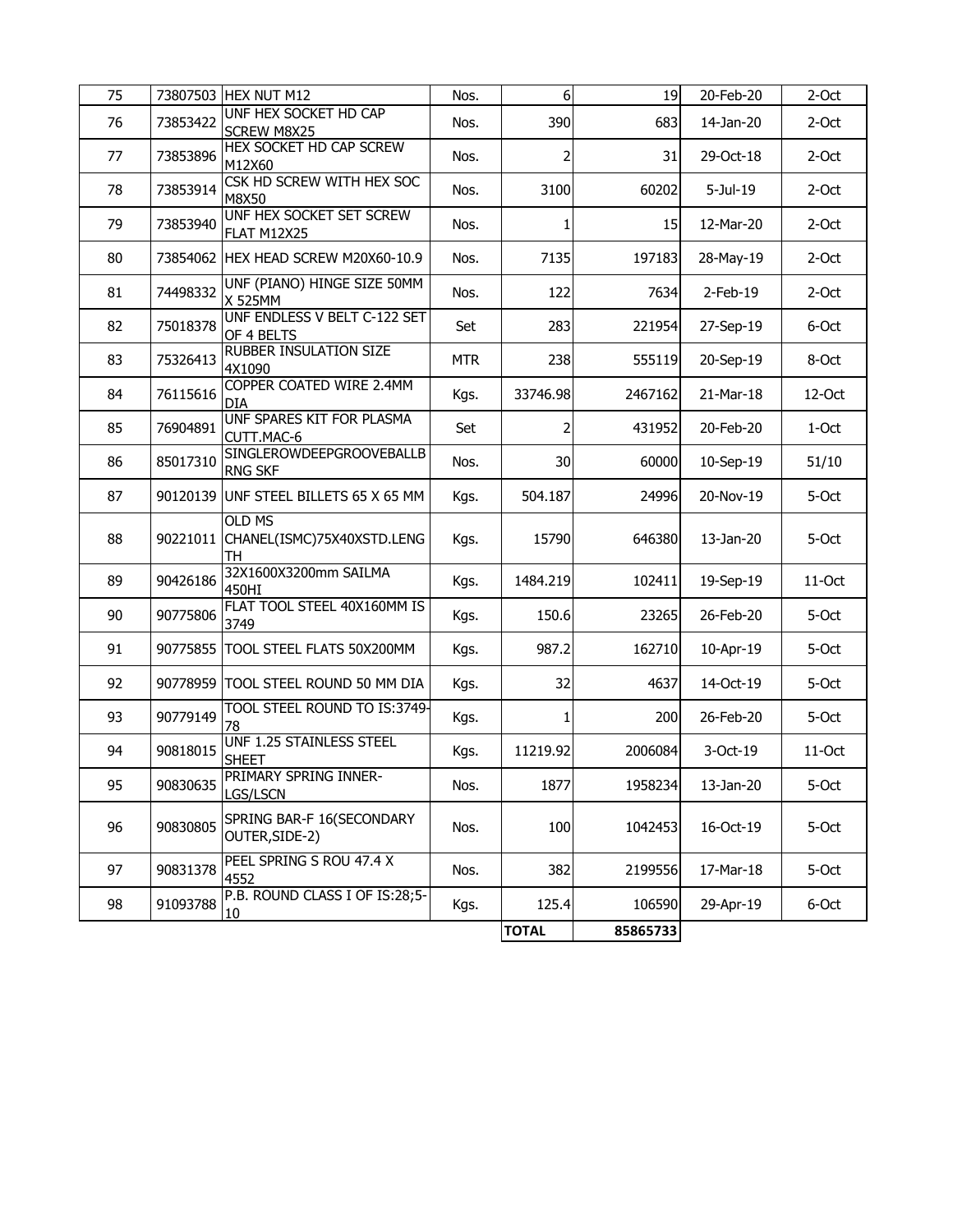| | | | | | | | |
|---|---|---|---|---|---|---|---|
| 75 | 73807503 | HEX NUT M12 | Nos. | 6 | 19 | 20-Feb-20 | 2-Oct |
| 76 | 73853422 | UNF HEX SOCKET HD CAP SCREW M8X25 | Nos. | 390 | 683 | 14-Jan-20 | 2-Oct |
| 77 | 73853896 | HEX SOCKET HD CAP SCREW M12X60 | Nos. | 2 | 31 | 29-Oct-18 | 2-Oct |
| 78 | 73853914 | CSK HD SCREW WITH HEX SOC M8X50 | Nos. | 3100 | 60202 | 5-Jul-19 | 2-Oct |
| 79 | 73853940 | UNF HEX SOCKET SET SCREW FLAT M12X25 | Nos. | 1 | 15 | 12-Mar-20 | 2-Oct |
| 80 | 73854062 | HEX HEAD SCREW M20X60-10.9 | Nos. | 7135 | 197183 | 28-May-19 | 2-Oct |
| 81 | 74498332 | UNF (PIANO) HINGE SIZE 50MM X 525MM | Nos. | 122 | 7634 | 2-Feb-19 | 2-Oct |
| 82 | 75018378 | UNF ENDLESS V BELT C-122 SET OF 4 BELTS | Set | 283 | 221954 | 27-Sep-19 | 6-Oct |
| 83 | 75326413 | RUBBER INSULATION SIZE 4X1090 | MTR | 238 | 555119 | 20-Sep-19 | 8-Oct |
| 84 | 76115616 | COPPER COATED WIRE 2.4MM DIA | Kgs. | 33746.98 | 2467162 | 21-Mar-18 | 12-Oct |
| 85 | 76904891 | UNF SPARES KIT FOR PLASMA CUTT.MAC-6 | Set | 2 | 431952 | 20-Feb-20 | 1-Oct |
| 86 | 85017310 | SINGLEROWDEEPGROOVEBALLB RNG SKF | Nos. | 30 | 60000 | 10-Sep-19 | 51/10 |
| 87 | 90120139 | UNF STEEL BILLETS 65 X 65 MM | Kgs. | 504.187 | 24996 | 20-Nov-19 | 5-Oct |
| 88 | 90221011 | OLD MS CHANEL(ISMC)75X40XSTD.LENGTH | Kgs. | 15790 | 646380 | 13-Jan-20 | 5-Oct |
| 89 | 90426186 | 32X1600X3200mm SAILMA 450HI | Kgs. | 1484.219 | 102411 | 19-Sep-19 | 11-Oct |
| 90 | 90775806 | FLAT TOOL STEEL 40X160MM IS 3749 | Kgs. | 150.6 | 23265 | 26-Feb-20 | 5-Oct |
| 91 | 90775855 | TOOL STEEL FLATS 50X200MM | Kgs. | 987.2 | 162710 | 10-Apr-19 | 5-Oct |
| 92 | 90778959 | TOOL STEEL ROUND 50 MM DIA | Kgs. | 32 | 4637 | 14-Oct-19 | 5-Oct |
| 93 | 90779149 | TOOL STEEL ROUND TO IS:3749-78 | Kgs. | 1 | 200 | 26-Feb-20 | 5-Oct |
| 94 | 90818015 | UNF 1.25 STAINLESS STEEL SHEET | Kgs. | 11219.92 | 2006084 | 3-Oct-19 | 11-Oct |
| 95 | 90830635 | PRIMARY SPRING INNER-LGS/LSCN | Nos. | 1877 | 1958234 | 13-Jan-20 | 5-Oct |
| 96 | 90830805 | SPRING BAR-F 16(SECONDARY OUTER,SIDE-2) | Nos. | 100 | 1042453 | 16-Oct-19 | 5-Oct |
| 97 | 90831378 | PEEL SPRING S ROU 47.4 X 4552 | Nos. | 382 | 2199556 | 17-Mar-18 | 5-Oct |
| 98 | 91093788 | P.B. ROUND CLASS I OF IS:28;5-10 | Kgs. | 125.4 | 106590 | 29-Apr-19 | 6-Oct |
| | | | | **TOTAL** | **85865733** | | |